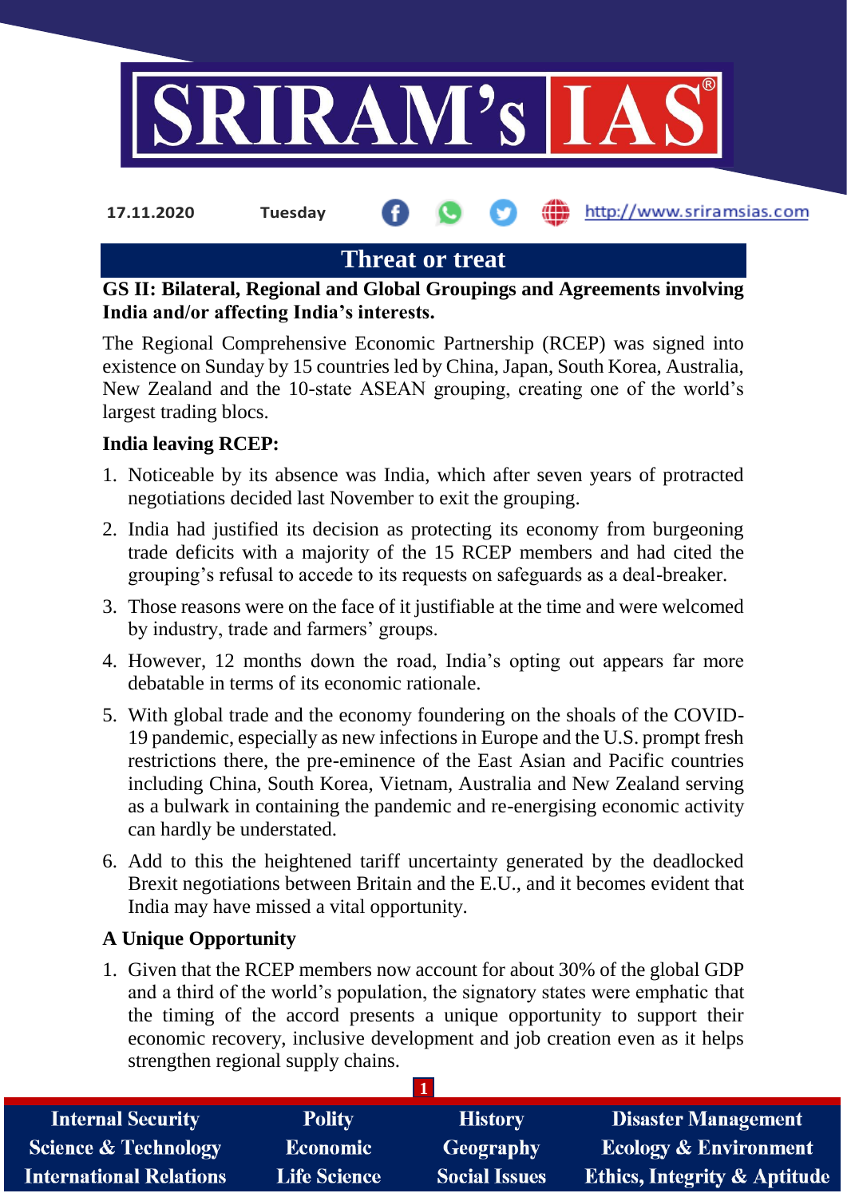17.11.2020 Tuesday

# Threat or treat

**GS II: Bilateral, Regional and Global Groupings and Agreements involving India and/or affecting India's interests.**

The Regional Comprehensive Economic Partnership (RCEP) was signed into existence on Sunday by 15 countries led by China, Japan, South Korea, Australia, New Zealand and the 10-state ASEAN grouping, creating one of the world's largest trading blocs.

**India leaving RCEP:**

1. Noticeable by its absence was India, which after seven years of protracted negotiations decided last November to exit the grouping.
2. India had justified its decision as protecting its economy from burgeoning trade deficits with a majority of the 15 RCEP members and had cited the grouping's refusal to accede to its requests on safeguards as a deal-breaker.
3. Those reasons were on the face of it justifiable at the time and were welcomed by industry, trade and farmers' groups.
4. However, 12 months down the road, India's opting out appears far more debatable in terms of its economic rationale.
5. With global trade and the economy foundering on the shoals of the COVID-19 pandemic, especially as new infections in Europe and the U.S. prompt fresh restrictions there, the pre-eminence of the East Asian and Pacific countries including China, South Korea, Vietnam, Australia and New Zealand serving as a bulwark in containing the pandemic and re-energising economic activity can hardly be understated.
6. Add to this the heightened tariff uncertainty generated by the deadlocked Brexit negotiations between Britain and the E.U., and it becomes evident that India may have missed a vital opportunity.

**A Unique Opportunity**

1. Given that the RCEP members now account for about 30% of the global GDP and a third of the world's population, the signatory states were emphatic that the timing of the accord presents a unique opportunity to support their economic recovery, inclusive development and job creation even as it helps strengthen regional supply chains.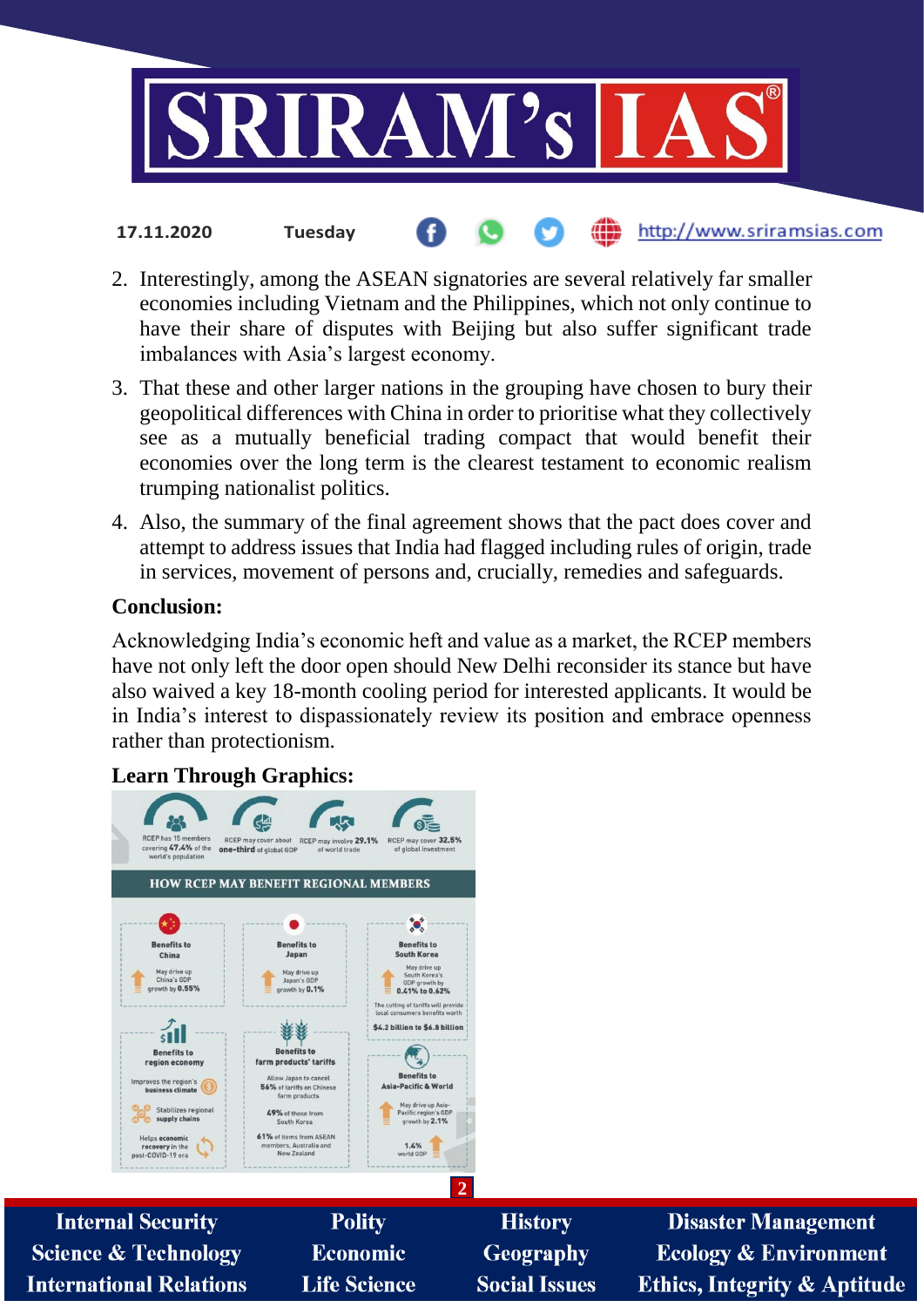2. Interestingly, among the ASEAN signatories are several relatively far smaller economies including Vietnam and the Philippines, which not only continue to have their share of disputes with Beijing but also suffer significant trade imbalances with Asia's largest economy.
3. That these and other larger nations in the grouping have chosen to bury their geopolitical differences with China in order to prioritise what they collectively see as a mutually beneficial trading compact that would benefit their economies over the long term is the clearest testament to economic realism trumping nationalist politics.
4. Also, the summary of the final agreement shows that the pact does cover and attempt to address issues that India had flagged including rules of origin, trade in services, movement of persons and, crucially, remedies and safeguards.

**Conclusion:**

Acknowledging India's economic heft and value as a market, the RCEP members have not only left the door open should New Delhi reconsider its stance but have also waived a key 18-month cooling period for interested applicants. It would be in India's interest to dispassionately review its position and embrace openness rather than protectionism.

**Learn Through Graphics:**

RCEP has 15 members covering **47.4%** of the world's population

RCEP may cover about **one-third** of global GDP

RCEP may involve **29.1%** of world trade

RCEP may cover **32.5%** of global investment

**HOW RCEP MAY BENEFIT REGIONAL MEMBERS**

**Benefits to China**
May drive up China's GDP growth by **0.55%**

**Benefits to Japan**
May drive up Japan's GDP growth by **0.1%**

**Benefits to South Korea**
May drive up South Korea's GDP growth by **0.41% to 0.62%**
The cutting of tariffs will provide local consumers benefits worth **$4.2 billion to $6.8 billion**

**Benefits to region economy**
Improves the region's **business climate**
Stabilizes regional **supply chains**
Helps **economic recovery** in the post-COVID-19 era

**Benefits to farm products' tariffs**
Allow Japan to cancel **56%** of tariffs on Chinese farm products
**49%** of those from South Korea
**61%** of items from ASEAN members, Australia and New Zealand

**Benefits to Asia-Pacific & World**
May drive up Asia-Pacific region's GDP growth by **2.1%**
**1.4%** world GDP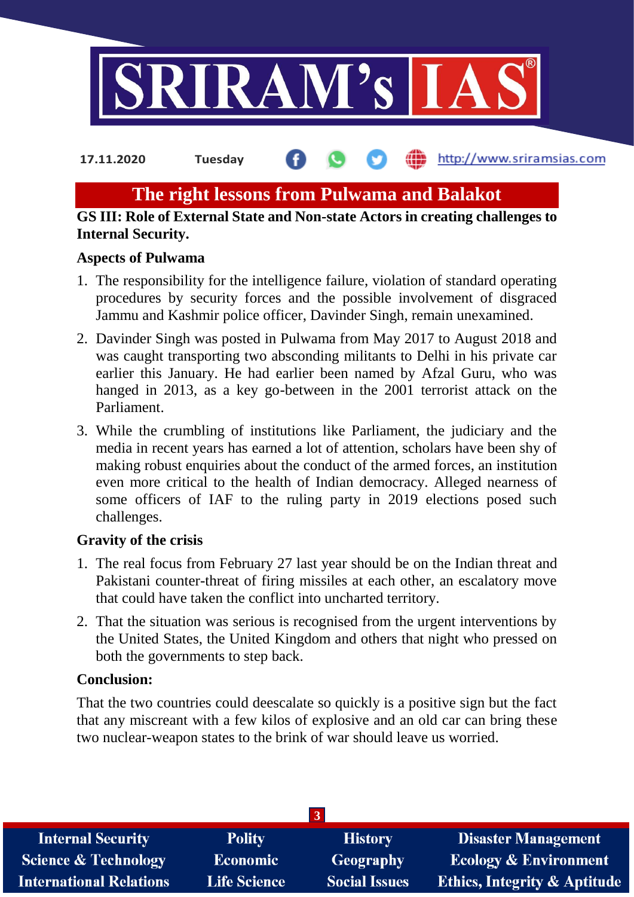# The right lessons from Pulwama and Balakot

**GS III: Role of External State and Non-state Actors in creating challenges to Internal Security.**

**Aspects of Pulwama**

1. The responsibility for the intelligence failure, violation of standard operating procedures by security forces and the possible involvement of disgraced Jammu and Kashmir police officer, Davinder Singh, remain unexamined.
2. Davinder Singh was posted in Pulwama from May 2017 to August 2018 and was caught transporting two absconding militants to Delhi in his private car earlier this January. He had earlier been named by Afzal Guru, who was hanged in 2013, as a key go-between in the 2001 terrorist attack on the Parliament.
3. While the crumbling of institutions like Parliament, the judiciary and the media in recent years has earned a lot of attention, scholars have been shy of making robust enquiries about the conduct of the armed forces, an institution even more critical to the health of Indian democracy. Alleged nearness of some officers of IAF to the ruling party in 2019 elections posed such challenges.

**Gravity of the crisis**

1. The real focus from February 27 last year should be on the Indian threat and Pakistani counter-threat of firing missiles at each other, an escalatory move that could have taken the conflict into uncharted territory.
2. That the situation was serious is recognised from the urgent interventions by the United States, the United Kingdom and others that night who pressed on both the governments to step back.

**Conclusion:**

That the two countries could deescalate so quickly is a positive sign but the fact that any miscreant with a few kilos of explosive and an old car can bring these two nuclear-weapon states to the brink of war should leave us worried.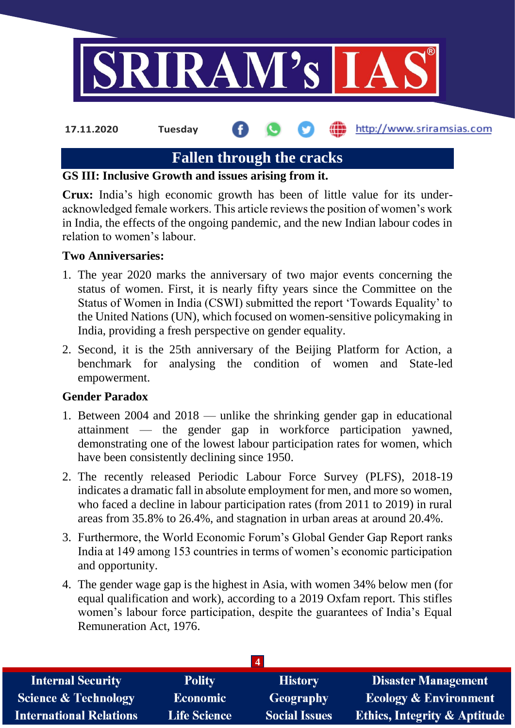## Fallen through the cracks

**GS III: Inclusive Growth and issues arising from it.**

**Crux:** India's high economic growth has been of little value for its under-acknowledged female workers. This article reviews the position of women's work in India, the effects of the ongoing pandemic, and the new Indian labour codes in relation to women's labour.

**Two Anniversaries:**

1. The year 2020 marks the anniversary of two major events concerning the status of women. First, it is nearly fifty years since the Committee on the Status of Women in India (CSWI) submitted the report 'Towards Equality' to the United Nations (UN), which focused on women-sensitive policymaking in India, providing a fresh perspective on gender equality.
2. Second, it is the 25th anniversary of the Beijing Platform for Action, a benchmark for analysing the condition of women and State-led empowerment.

**Gender Paradox**

1. Between 2004 and 2018 — unlike the shrinking gender gap in educational attainment — the gender gap in workforce participation yawned, demonstrating one of the lowest labour participation rates for women, which have been consistently declining since 1950.
2. The recently released Periodic Labour Force Survey (PLFS), 2018-19 indicates a dramatic fall in absolute employment for men, and more so women, who faced a decline in labour participation rates (from 2011 to 2019) in rural areas from 35.8% to 26.4%, and stagnation in urban areas at around 20.4%.
3. Furthermore, the World Economic Forum's Global Gender Gap Report ranks India at 149 among 153 countries in terms of women's economic participation and opportunity.
4. The gender wage gap is the highest in Asia, with women 34% below men (for equal qualification and work), according to a 2019 Oxfam report. This stifles women's labour force participation, despite the guarantees of India's Equal Remuneration Act, 1976.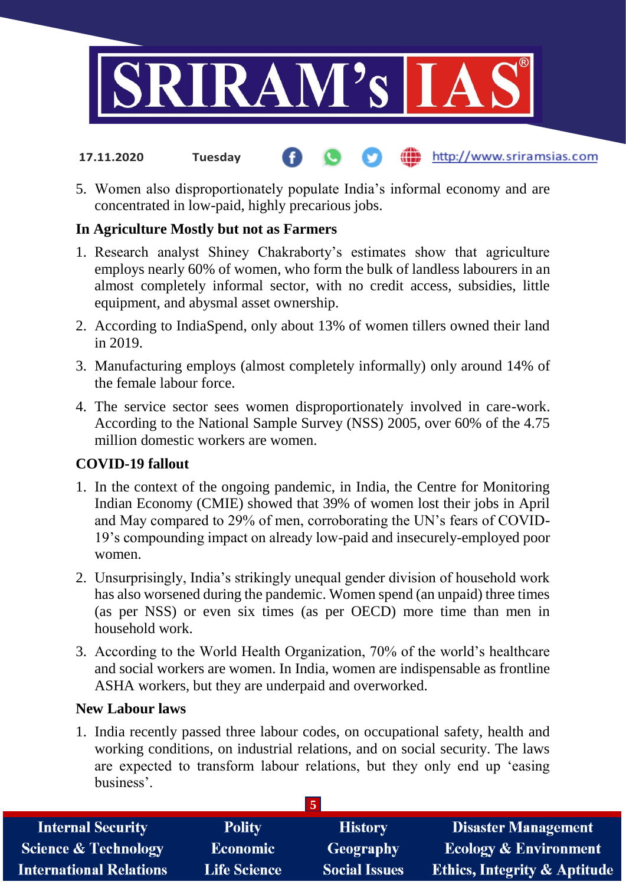5. Women also disproportionately populate India's informal economy and are concentrated in low-paid, highly precarious jobs.

### In Agriculture Mostly but not as Farmers

1. Research analyst Shiney Chakraborty's estimates show that agriculture employs nearly 60% of women, who form the bulk of landless labourers in an almost completely informal sector, with no credit access, subsidies, little equipment, and abysmal asset ownership.
2. According to IndiaSpend, only about 13% of women tillers owned their land in 2019.
3. Manufacturing employs (almost completely informally) only around 14% of the female labour force.
4. The service sector sees women disproportionately involved in care-work. According to the National Sample Survey (NSS) 2005, over 60% of the 4.75 million domestic workers are women.

### COVID-19 fallout

1. In the context of the ongoing pandemic, in India, the Centre for Monitoring Indian Economy (CMIE) showed that 39% of women lost their jobs in April and May compared to 29% of men, corroborating the UN's fears of COVID-19's compounding impact on already low-paid and insecurely-employed poor women.
2. Unsurprisingly, India's strikingly unequal gender division of household work has also worsened during the pandemic. Women spend (an unpaid) three times (as per NSS) or even six times (as per OECD) more time than men in household work.
3. According to the World Health Organization, 70% of the world's healthcare and social workers are women. In India, women are indispensable as frontline ASHA workers, but they are underpaid and overworked.

### New Labour laws

1. India recently passed three labour codes, on occupational safety, health and working conditions, on industrial relations, and on social security. The laws are expected to transform labour relations, but they only end up 'easing business'.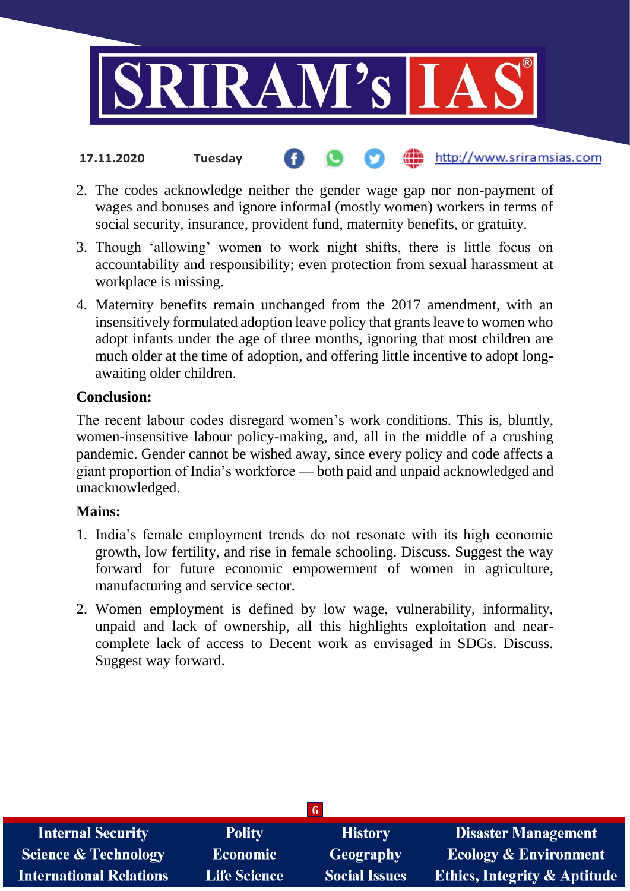2. The codes acknowledge neither the gender wage gap nor non-payment of wages and bonuses and ignore informal (mostly women) workers in terms of social security, insurance, provident fund, maternity benefits, or gratuity.
3. Though 'allowing' women to work night shifts, there is little focus on accountability and responsibility; even protection from sexual harassment at workplace is missing.
4. Maternity benefits remain unchanged from the 2017 amendment, with an insensitively formulated adoption leave policy that grants leave to women who adopt infants under the age of three months, ignoring that most children are much older at the time of adoption, and offering little incentive to adopt long-awaiting older children.

**Conclusion:**

The recent labour codes disregard women's work conditions. This is, bluntly, women-insensitive labour policy-making, and, all in the middle of a crushing pandemic. Gender cannot be wished away, since every policy and code affects a giant proportion of India's workforce — both paid and unpaid acknowledged and unacknowledged.

**Mains:**

1. India's female employment trends do not resonate with its high economic growth, low fertility, and rise in female schooling. Discuss. Suggest the way forward for future economic empowerment of women in agriculture, manufacturing and service sector.
2. Women employment is defined by low wage, vulnerability, informality, unpaid and lack of ownership, all this highlights exploitation and near-complete lack of access to Decent work as envisaged in SDGs. Discuss. Suggest way forward.